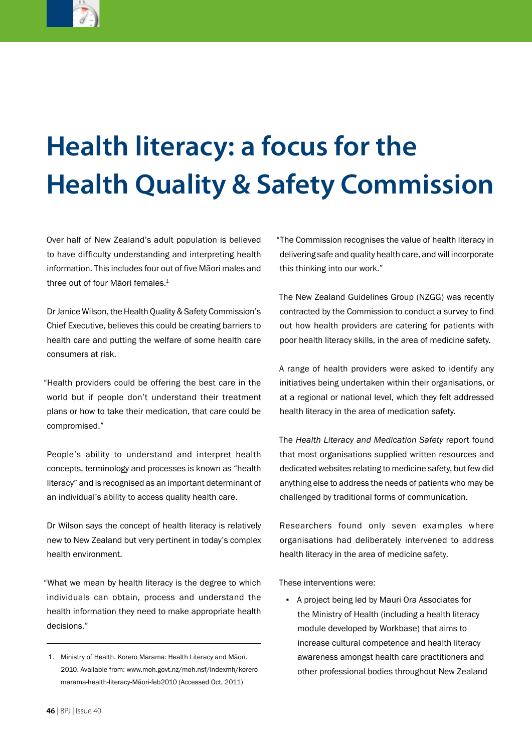# Health literacy: a focus for the Health Quality & Safety Commission

Over half of New Zealand's adult population is believed to have difficulty understanding and interpreting health information. This includes four out of five Māori males and three out of four Māori females.[1]

Dr Janice Wilson, the Health Quality & Safety Commission's Chief Executive, believes this could be creating barriers to health care and putting the welfare of some health care consumers at risk.

"Health providers could be offering the best care in the world but if people don't understand their treatment plans or how to take their medication, that care could be compromised."

People's ability to understand and interpret health concepts, terminology and processes is known as "health literacy" and is recognised as an important determinant of an individual's ability to access quality health care.

Dr Wilson says the concept of health literacy is relatively new to New Zealand but very pertinent in today's complex health environment.

"What we mean by health literacy is the degree to which individuals can obtain, process and understand the health information they need to make appropriate health decisions."

1. Ministry of Health. Korero Marama: Health Literacy and Māori. 2010. Available from: www.moh.govt.nz/moh.nsf/indexmh/korero-marama-health-literacy-Māori-feb2010 (Accessed Oct, 2011)

"The Commission recognises the value of health literacy in delivering safe and quality health care, and will incorporate this thinking into our work."

The New Zealand Guidelines Group (NZGG) was recently contracted by the Commission to conduct a survey to find out how health providers are catering for patients with poor health literacy skills, in the area of medicine safety.

A range of health providers were asked to identify any initiatives being undertaken within their organisations, or at a regional or national level, which they felt addressed health literacy in the area of medication safety.

The *Health Literacy and Medication Safety* report found that most organisations supplied written resources and dedicated websites relating to medicine safety, but few did anything else to address the needs of patients who may be challenged by traditional forms of communication.

Researchers found only seven examples where organisations had deliberately intervened to address health literacy in the area of medicine safety.

These interventions were:

- A project being led by Mauri Ora Associates for the Ministry of Health (including a health literacy module developed by Workbase) that aims to increase cultural competence and health literacy awareness amongst health care practitioners and other professional bodies throughout New Zealand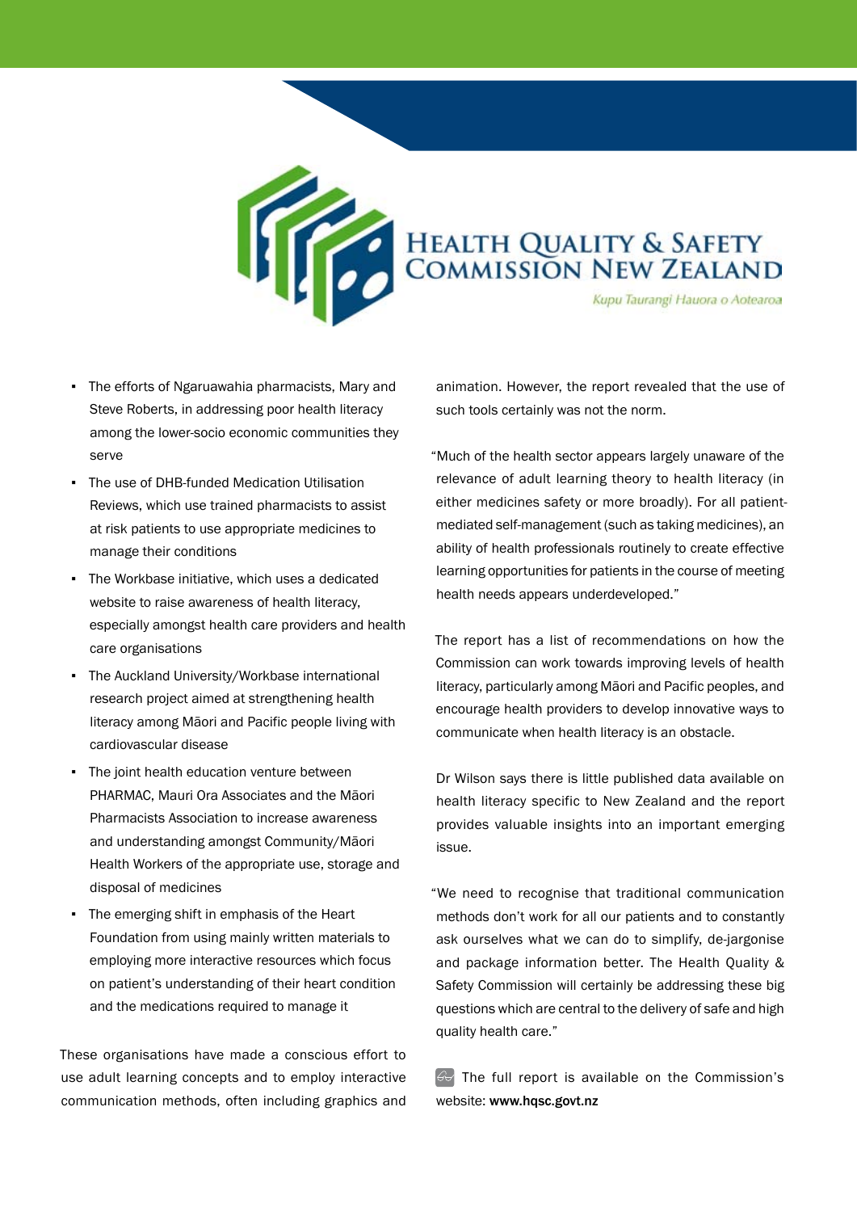HEALTH QUALITY & SAFETY COMMISSION NEW ZEALAND

*Kupu Taurangi Hauora o Aotearoa*

- The efforts of Ngaruawahia pharmacists, Mary and Steve Roberts, in addressing poor health literacy among the lower-socio economic communities they serve
- The use of DHB-funded Medication Utilisation Reviews, which use trained pharmacists to assist at risk patients to use appropriate medicines to manage their conditions
- The Workbase initiative, which uses a dedicated website to raise awareness of health literacy, especially amongst health care providers and health care organisations
- The Auckland University/Workbase international research project aimed at strengthening health literacy among Māori and Pacific people living with cardiovascular disease
- The joint health education venture between PHARMAC, Mauri Ora Associates and the Māori Pharmacists Association to increase awareness and understanding amongst Community/Māori Health Workers of the appropriate use, storage and disposal of medicines
- The emerging shift in emphasis of the Heart Foundation from using mainly written materials to employing more interactive resources which focus on patient's understanding of their heart condition and the medications required to manage it

These organisations have made a conscious effort to use adult learning concepts and to employ interactive communication methods, often including graphics and animation. However, the report revealed that the use of such tools certainly was not the norm.

"Much of the health sector appears largely unaware of the relevance of adult learning theory to health literacy (in either medicines safety or more broadly). For all patient-mediated self-management (such as taking medicines), an ability of health professionals routinely to create effective learning opportunities for patients in the course of meeting health needs appears underdeveloped."

The report has a list of recommendations on how the Commission can work towards improving levels of health literacy, particularly among Māori and Pacific peoples, and encourage health providers to develop innovative ways to communicate when health literacy is an obstacle.

Dr Wilson says there is little published data available on health literacy specific to New Zealand and the report provides valuable insights into an important emerging issue.

"We need to recognise that traditional communication methods don't work for all our patients and to constantly ask ourselves what we can do to simplify, de-jargonise and package information better. The Health Quality & Safety Commission will certainly be addressing these big questions which are central to the delivery of safe and high quality health care."

The full report is available on the Commission's website: **www.hqsc.govt.nz**